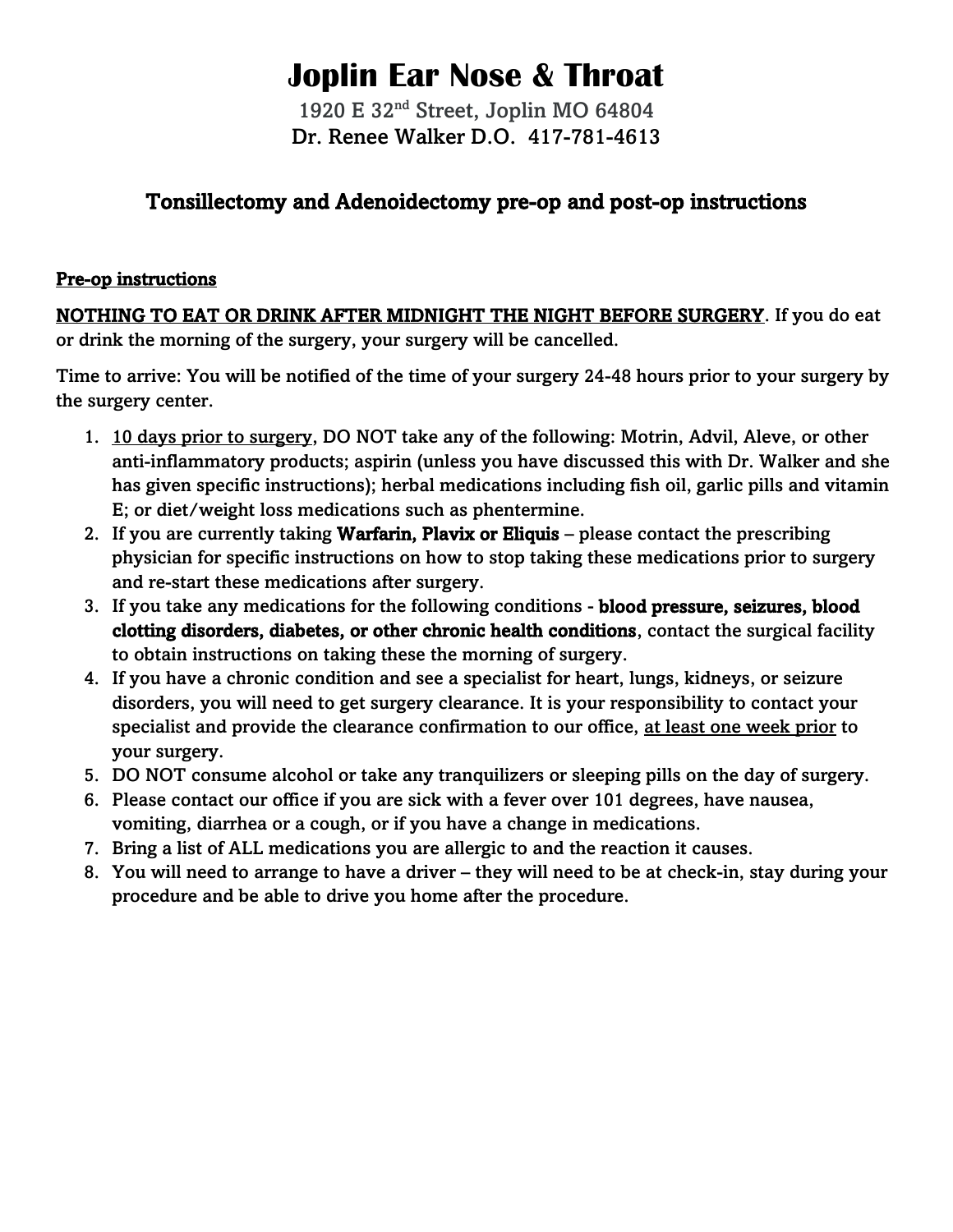# Joplin Ear Nose & Throat

1920 E 32nd Street, Joplin MO 64804

Dr. Renee Walker D.O. 417-781-4613

## Tonsillectomy and Adenoidectomy pre-op and post-op instructions

### Pre-op instructions

**NOTHING TO EAT OR DRINK AFTER MIDNIGHT THE NIGHT BEFORE SURGERY**. If you do eat or drink the morning of the surgery, your surgery will be cancelled.

Time to arrive: You will be notified of the time of your surgery 24-48 hours prior to your surgery by the surgery center.

1. 10 days prior to surgery, DO NOT take any of the following: Motrin, Advil, Aleve, or other anti-inflammatory products; aspirin (unless you have discussed this with Dr. Walker and she has given specific instructions); herbal medications including fish oil, garlic pills and vitamin E; or diet/weight loss medications such as phentermine.
2. If you are currently taking **Warfarin, Plavix or Eliquis** – please contact the prescribing physician for specific instructions on how to stop taking these medications prior to surgery and re-start these medications after surgery.
3. If you take any medications for the following conditions - **blood pressure, seizures, blood clotting disorders, diabetes, or other chronic health conditions**, contact the surgical facility to obtain instructions on taking these the morning of surgery.
4. If you have a chronic condition and see a specialist for heart, lungs, kidneys, or seizure disorders, you will need to get surgery clearance. It is your responsibility to contact your specialist and provide the clearance confirmation to our office, at least one week prior to your surgery.
5. DO NOT consume alcohol or take any tranquilizers or sleeping pills on the day of surgery.
6. Please contact our office if you are sick with a fever over 101 degrees, have nausea, vomiting, diarrhea or a cough, or if you have a change in medications.
7. Bring a list of ALL medications you are allergic to and the reaction it causes.
8. You will need to arrange to have a driver – they will need to be at check-in, stay during your procedure and be able to drive you home after the procedure.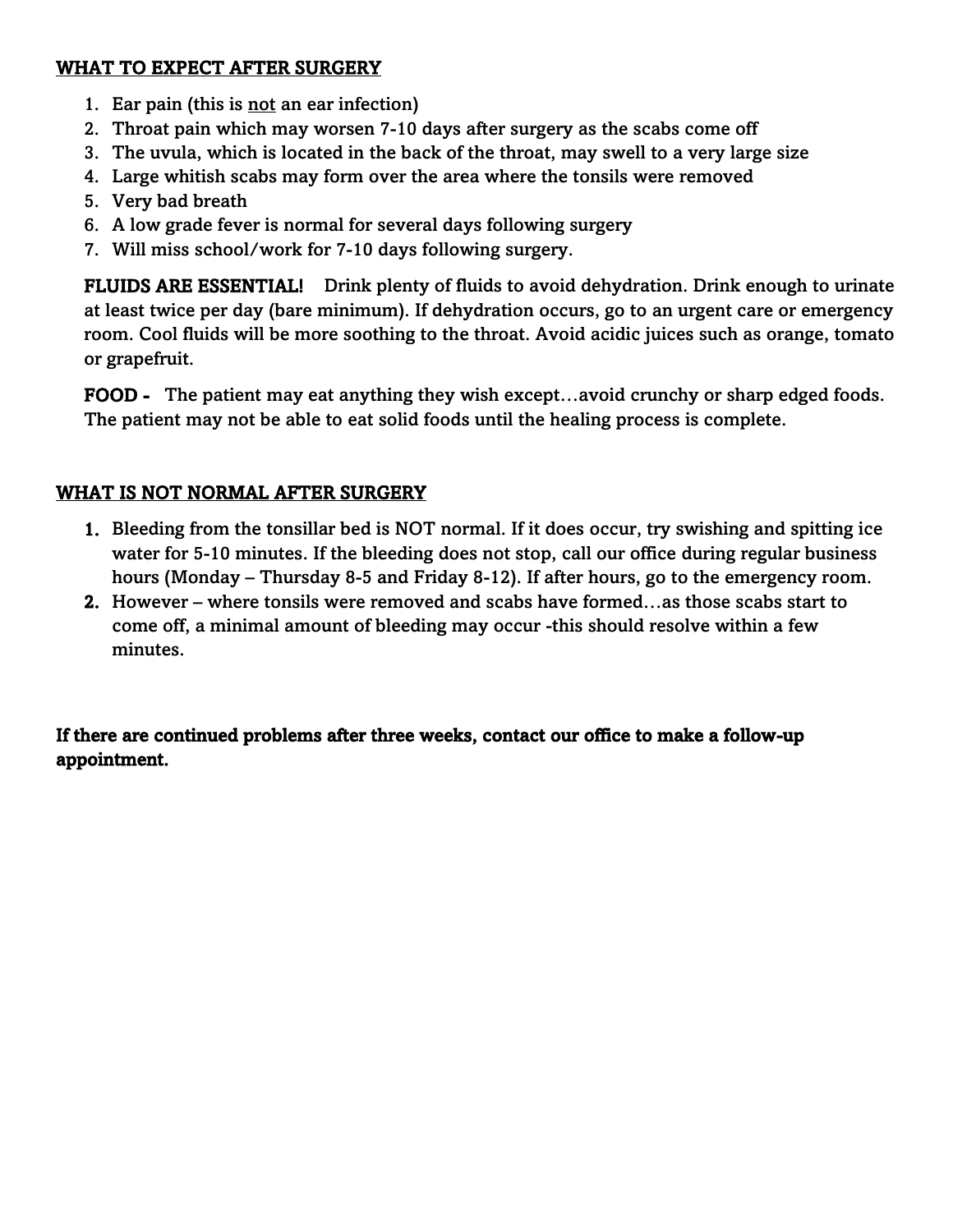## WHAT TO EXPECT AFTER SURGERY

1. Ear pain (this is <u>not</u> an ear infection)
2. Throat pain which may worsen 7-10 days after surgery as the scabs come off
3. The uvula, which is located in the back of the throat, may swell to a very large size
4. Large whitish scabs may form over the area where the tonsils were removed
5. Very bad breath
6. A low grade fever is normal for several days following surgery
7. Will miss school/work for 7-10 days following surgery.

**FLUIDS ARE ESSENTIAL!** Drink plenty of fluids to avoid dehydration. Drink enough to urinate at least twice per day (bare minimum). If dehydration occurs, go to an urgent care or emergency room. Cool fluids will be more soothing to the throat. Avoid acidic juices such as orange, tomato or grapefruit.

**FOOD -** The patient may eat anything they wish except…avoid crunchy or sharp edged foods. The patient may not be able to eat solid foods until the healing process is complete.

## WHAT IS NOT NORMAL AFTER SURGERY

1. Bleeding from the tonsillar bed is NOT normal. If it does occur, try swishing and spitting ice water for 5-10 minutes. If the bleeding does not stop, call our office during regular business hours (Monday – Thursday 8-5 and Friday 8-12). If after hours, go to the emergency room.
2. However – where tonsils were removed and scabs have formed…as those scabs start to come off, a minimal amount of bleeding may occur -this should resolve within a few minutes.

**If there are continued problems after three weeks, contact our office to make a follow-up appointment.**